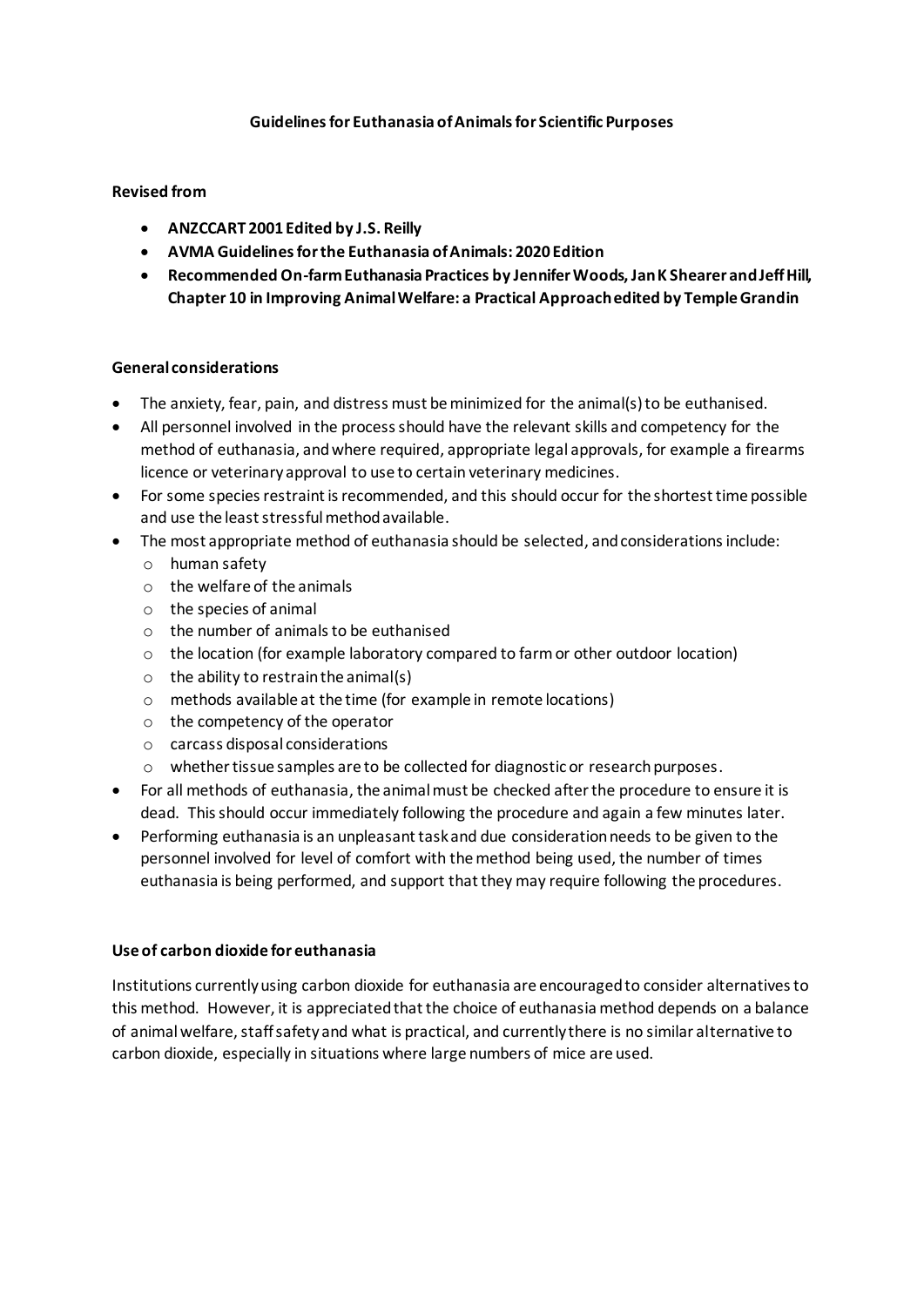# Guidelines for Euthanasia of Animals for Scientific Purposes

**Revised from**

- **ANZCCART 2001 Edited by J.S. Reilly**
- **AVMA Guidelines for the Euthanasia of Animals: 2020 Edition**
- **Recommended On-farm Euthanasia Practices by Jennifer Woods, Jan K Shearer and Jeff Hill, Chapter 10 in Improving Animal Welfare: a Practical Approach edited by Temple Grandin**

## General considerations

- The anxiety, fear, pain, and distress must be minimized for the animal(s) to be euthanised.
- All personnel involved in the process should have the relevant skills and competency for the method of euthanasia, and where required, appropriate legal approvals, for example a firearms licence or veterinary approval to use to certain veterinary medicines.
- For some species restraint is recommended, and this should occur for the shortest time possible and use the least stressful method available.
- The most appropriate method of euthanasia should be selected, and considerations include:
  - human safety
  - the welfare of the animals
  - the species of animal
  - the number of animals to be euthanised
  - the location (for example laboratory compared to farm or other outdoor location)
  - the ability to restrain the animal(s)
  - methods available at the time (for example in remote locations)
  - the competency of the operator
  - carcass disposal considerations
  - whether tissue samples are to be collected for diagnostic or research purposes.
- For all methods of euthanasia, the animal must be checked after the procedure to ensure it is dead. This should occur immediately following the procedure and again a few minutes later.
- Performing euthanasia is an unpleasant task and due consideration needs to be given to the personnel involved for level of comfort with the method being used, the number of times euthanasia is being performed, and support that they may require following the procedures.

## Use of carbon dioxide for euthanasia

Institutions currently using carbon dioxide for euthanasia are encouraged to consider alternatives to this method. However, it is appreciated that the choice of euthanasia method depends on a balance of animal welfare, staff safety and what is practical, and currently there is no similar alternative to carbon dioxide, especially in situations where large numbers of mice are used.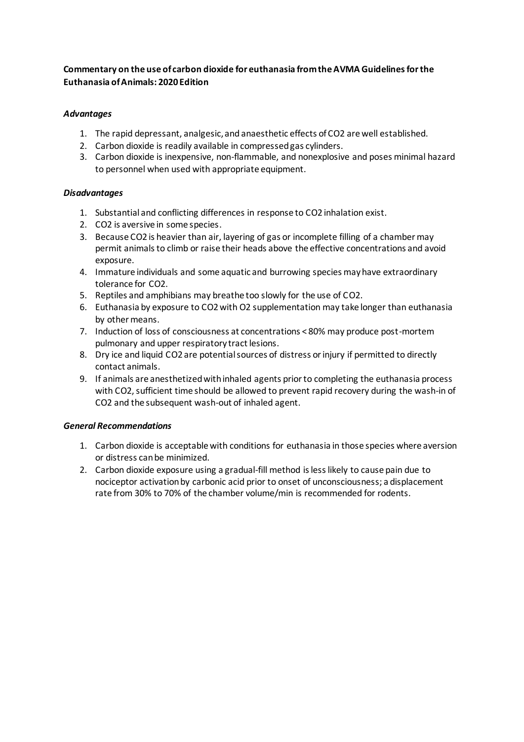**Commentary on the use of carbon dioxide for euthanasia from the AVMA Guidelines for the Euthanasia of Animals: 2020 Edition**

***Advantages***

1. The rapid depressant, analgesic, and anaesthetic effects of $CO_2$ are well established.
2. Carbon dioxide is readily available in compressed gas cylinders.
3. Carbon dioxide is inexpensive, non-flammable, and nonexplosive and poses minimal hazard to personnel when used with appropriate equipment.

***Disadvantages***

1. Substantial and conflicting differences in response to $CO_2$ inhalation exist.
2. $CO_2$ is aversive in some species.
3. Because $CO_2$ is heavier than air, layering of gas or incomplete filling of a chamber may permit animals to climb or raise their heads above the effective concentrations and avoid exposure.
4. Immature individuals and some aquatic and burrowing species may have extraordinary tolerance for $CO_2$.
5. Reptiles and amphibians may breathe too slowly for the use of $CO_2$.
6. Euthanasia by exposure to $CO_2$ with $O_2$ supplementation may take longer than euthanasia by other means.
7. Induction of loss of consciousness at concentrations < 80% may produce post-mortem pulmonary and upper respiratory tract lesions.
8. Dry ice and liquid $CO_2$ are potential sources of distress or injury if permitted to directly contact animals.
9. If animals are anesthetized with inhaled agents prior to completing the euthanasia process with $CO_2$, sufficient time should be allowed to prevent rapid recovery during the wash-in of $CO_2$ and the subsequent wash-out of inhaled agent.

***General Recommendations***

1. Carbon dioxide is acceptable with conditions for euthanasia in those species where aversion or distress can be minimized.
2. Carbon dioxide exposure using a gradual-fill method is less likely to cause pain due to nociceptor activation by carbonic acid prior to onset of unconsciousness; a displacement rate from 30% to 70% of the chamber volume/min is recommended for rodents.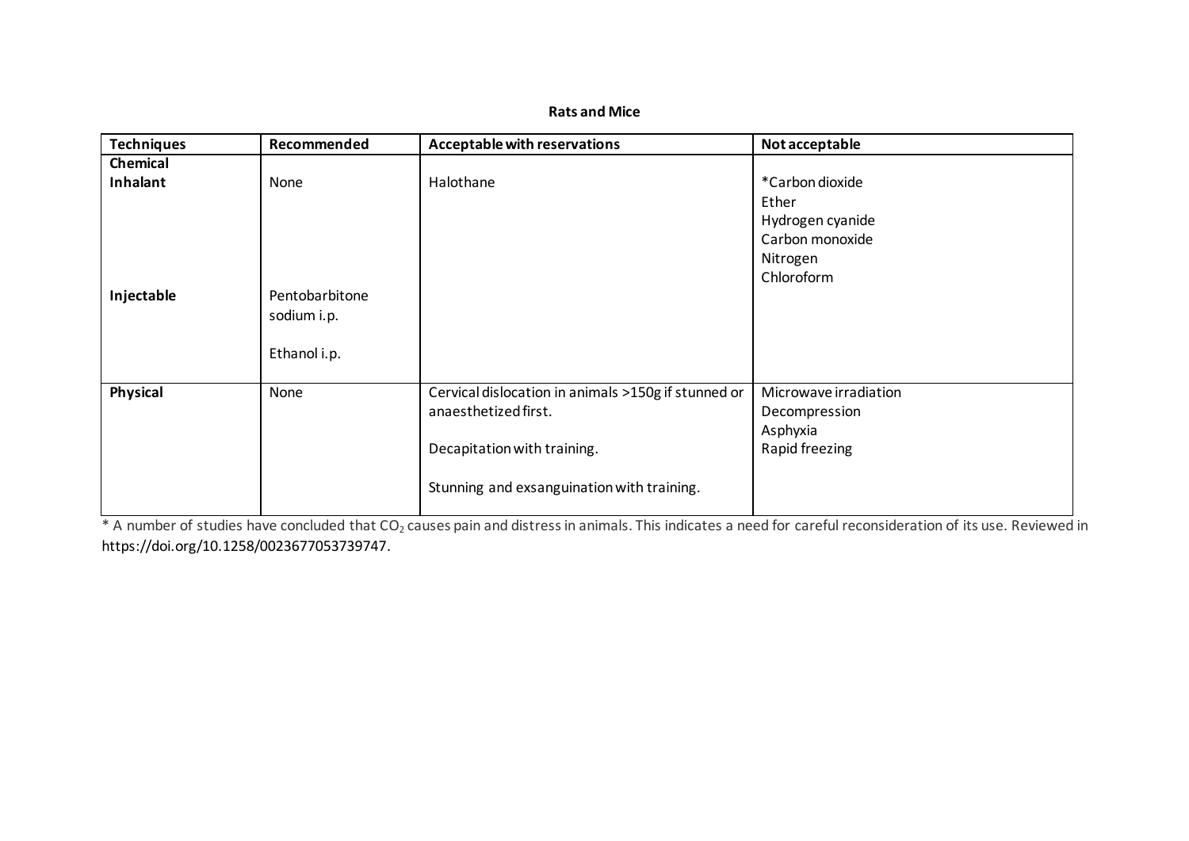**Rats and Mice**

| Techniques | Recommended | Acceptable with reservations | Not acceptable |
|---|---|---|---|
| **Chemical** | | | |
| **Inhalant** | None | Halothane | *Carbon dioxide<br>Ether<br>Hydrogen cyanide<br>Carbon monoxide<br>Nitrogen<br>Chloroform |
| **Injectable** | Pentobarbitone sodium i.p.<br><br>Ethanol i.p. | | |
| **Physical** | None | Cervical dislocation in animals >150g if stunned or anaesthetized first.<br><br>Decapitation with training.<br><br>Stunning and exsanguination with training. | Microwave irradiation<br>Decompression<br>Asphyxia<br>Rapid freezing |

* A number of studies have concluded that $CO_2$ causes pain and distress in animals. This indicates a need for careful reconsideration of its use. Reviewed in https://doi.org/10.1258/0023677053739747.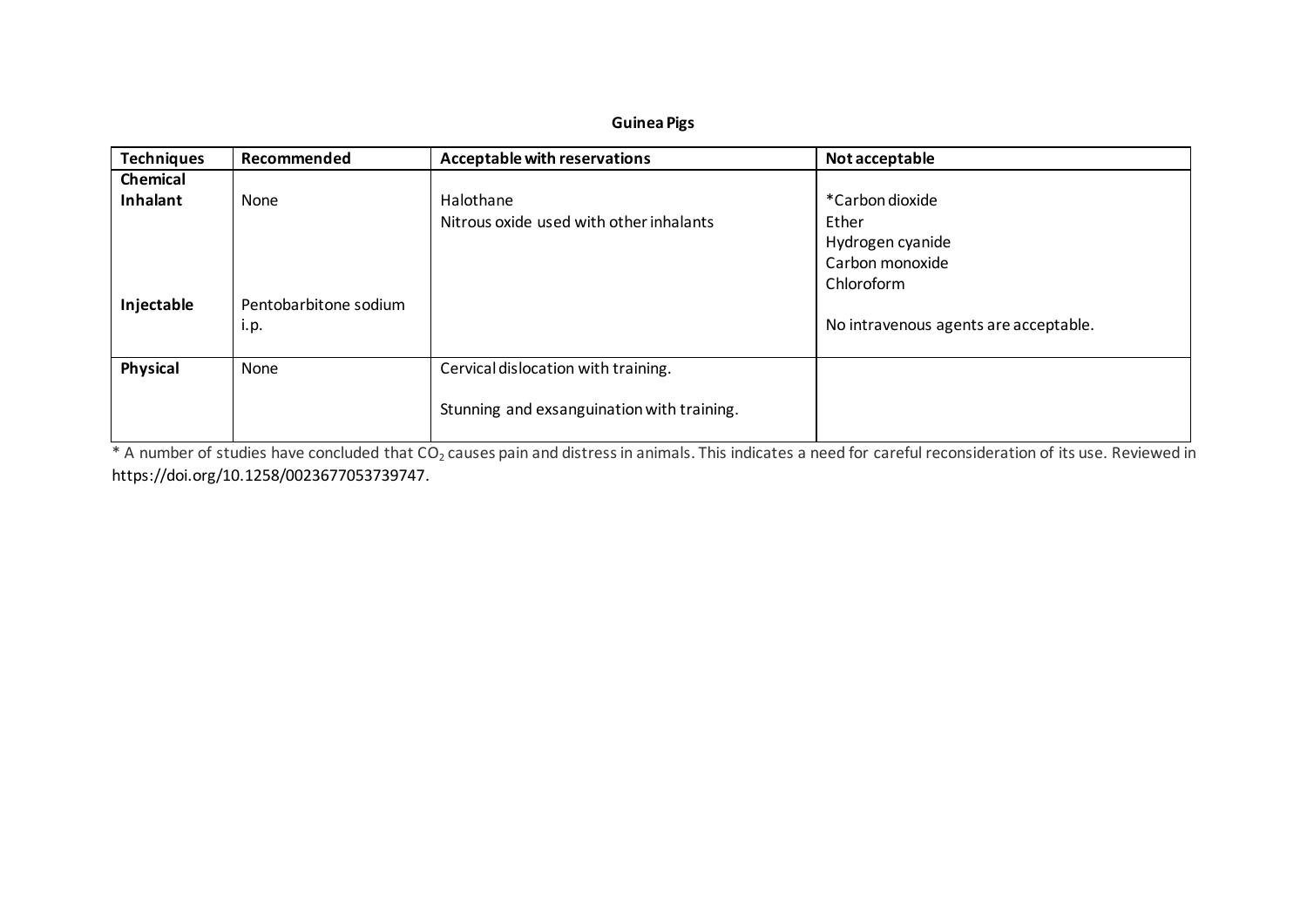**Guinea Pigs**

| Techniques | Recommended | Acceptable with reservations | Not acceptable |
|---|---|---|---|
| **Chemical** | | | |
| **Inhalant** | None | Halothane<br>Nitrous oxide used with other inhalants | *Carbon dioxide<br>Ether<br>Hydrogen cyanide<br>Carbon monoxide<br>Chloroform |
| **Injectable** | Pentobarbitone sodium i.p. | | No intravenous agents are acceptable. |
| **Physical** | None | Cervical dislocation with training.<br><br>Stunning and exsanguination with training. | |

* A number of studies have concluded that $CO_2$ causes pain and distress in animals. This indicates a need for careful reconsideration of its use. Reviewed in https://doi.org/10.1258/0023677053739747.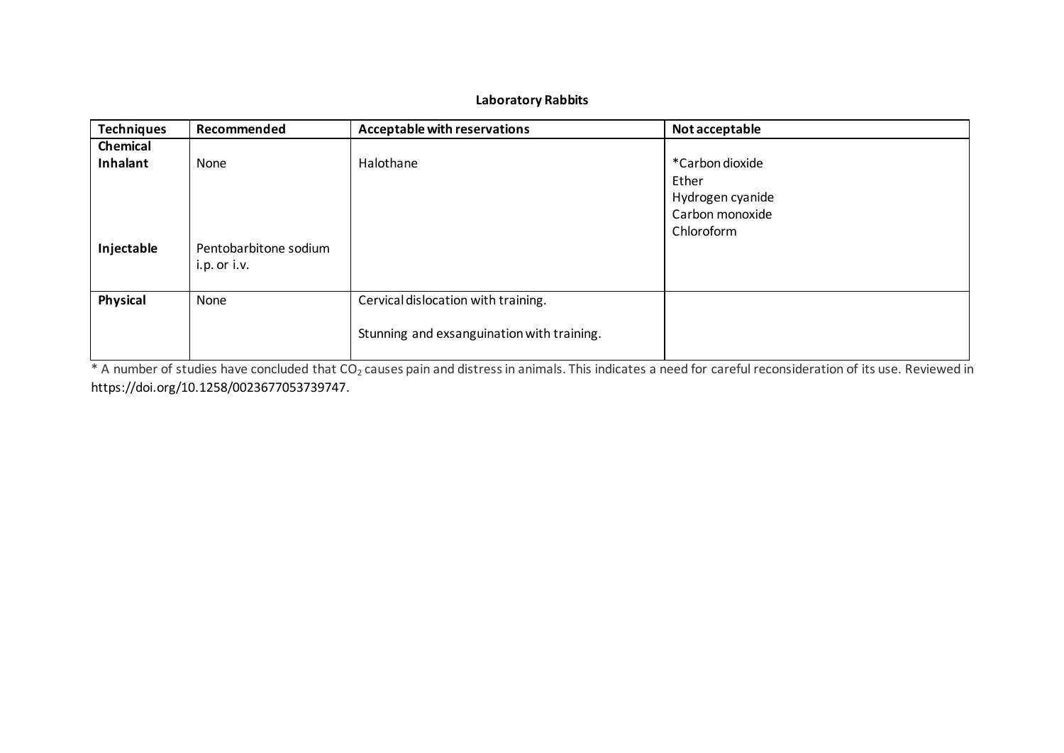**Laboratory Rabbits**

| Techniques | Recommended | Acceptable with reservations | Not acceptable |
|---|---|---|---|
| **Chemical** | | | |
| **Inhalant** | None | Halothane | *Carbon dioxide<br>Ether<br>Hydrogen cyanide<br>Carbon monoxide<br>Chloroform |
| **Injectable** | Pentobarbitone sodium i.p. or i.v. | | |
| **Physical** | None | Cervical dislocation with training.<br><br>Stunning and exsanguination with training. | |

* A number of studies have concluded that $CO_2$ causes pain and distress in animals. This indicates a need for careful reconsideration of its use. Reviewed in https://doi.org/10.1258/0023677053739747.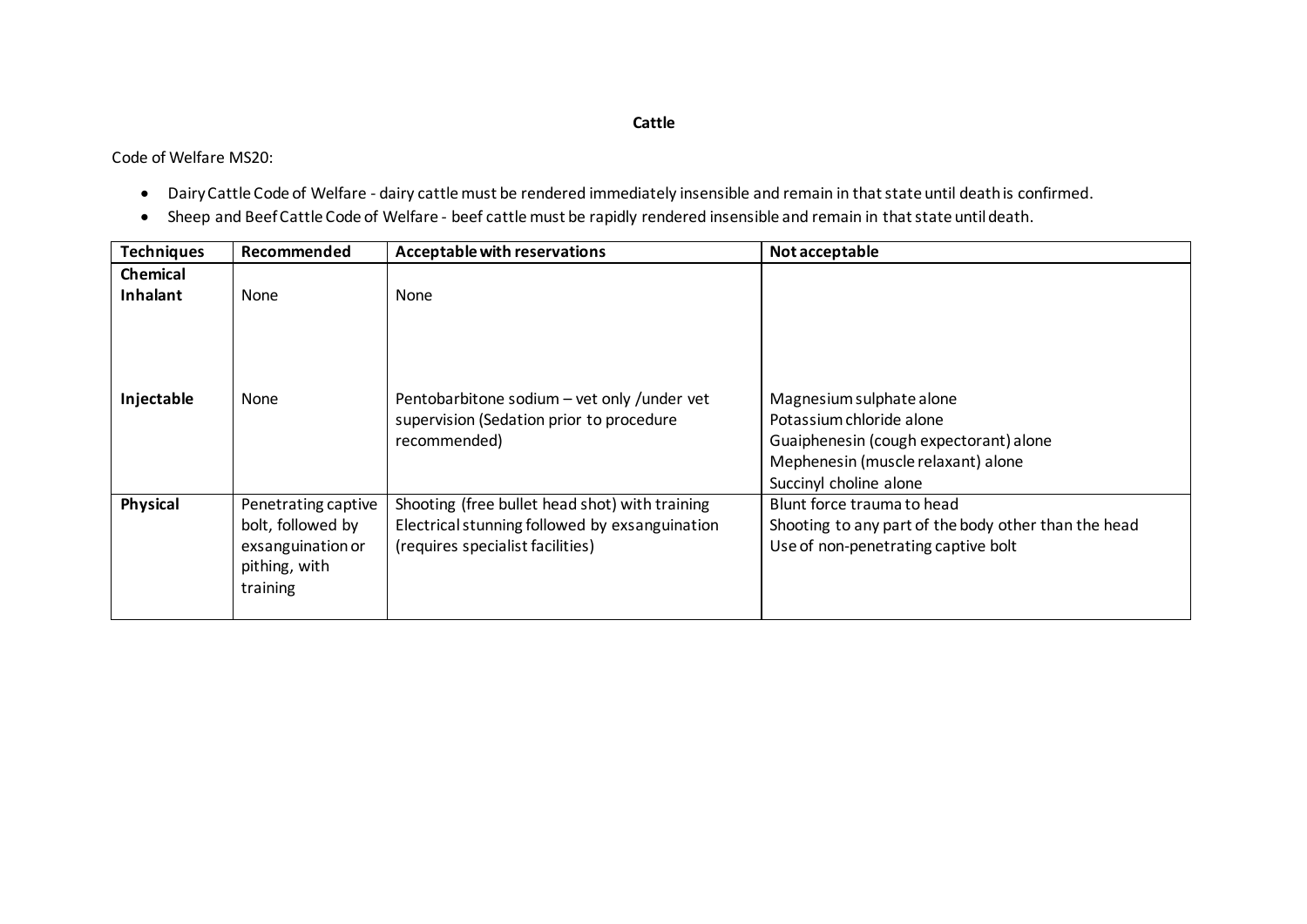# Cattle

Code of Welfare MS20:

- Dairy Cattle Code of Welfare - dairy cattle must be rendered immediately insensible and remain in that state until death is confirmed.
- Sheep and Beef Cattle Code of Welfare - beef cattle must be rapidly rendered insensible and remain in that state until death.

| Techniques | Recommended | Acceptable with reservations | Not acceptable |
|---|---|---|---|
| **Chemical** | | | |
| **Inhalant** | None | None | |
| **Injectable** | None | Pentobarbitone sodium – vet only /under vet supervision (Sedation prior to procedure recommended) | Magnesium sulphate alone<br>Potassium chloride alone<br>Guaiphenesin (cough expectorant) alone<br>Mephenesin (muscle relaxant) alone<br>Succinyl choline alone |
| **Physical** | Penetrating captive bolt, followed by exsanguination or pithing, with training | Shooting (free bullet head shot) with training<br>Electrical stunning followed by exsanguination (requires specialist facilities) | Blunt force trauma to head<br>Shooting to any part of the body other than the head<br>Use of non-penetrating captive bolt |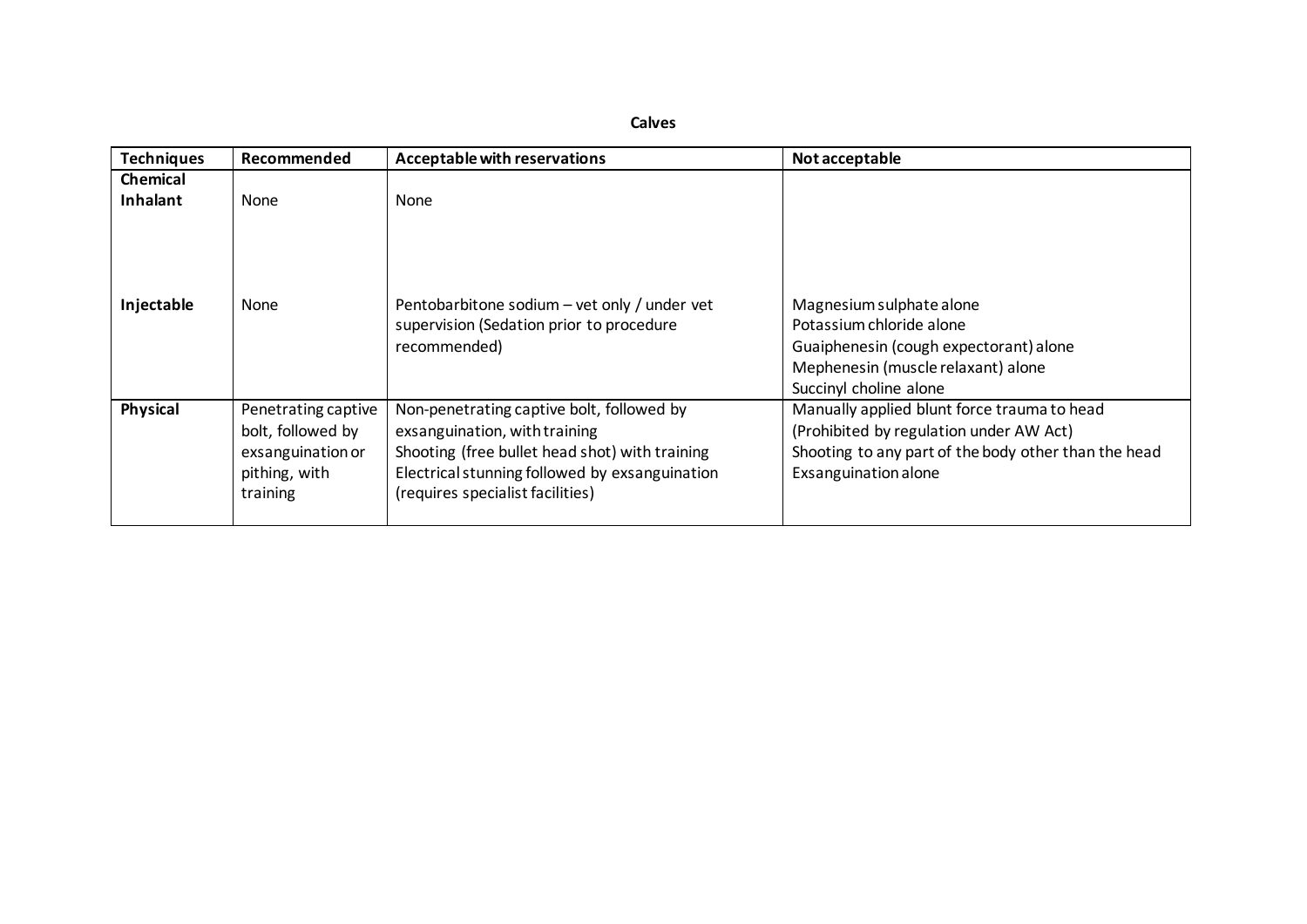**Calves**

| Techniques | Recommended | Acceptable with reservations | Not acceptable |
|---|---|---|---|
| **Chemical** | | | |
| **Inhalant** | None | None | |
| **Injectable** | None | Pentobarbitone sodium – vet only / under vet supervision (Sedation prior to procedure recommended) | Magnesium sulphate alone<br>Potassium chloride alone<br>Guaiphenesin (cough expectorant) alone<br>Mephenesin (muscle relaxant) alone<br>Succinyl choline alone |
| **Physical** | Penetrating captive bolt, followed by exsanguination or pithing, with training | Non-penetrating captive bolt, followed by exsanguination, with training<br>Shooting (free bullet head shot) with training<br>Electrical stunning followed by exsanguination (requires specialist facilities) | Manually applied blunt force trauma to head (Prohibited by regulation under AW Act)<br>Shooting to any part of the body other than the head<br>Exsanguination alone |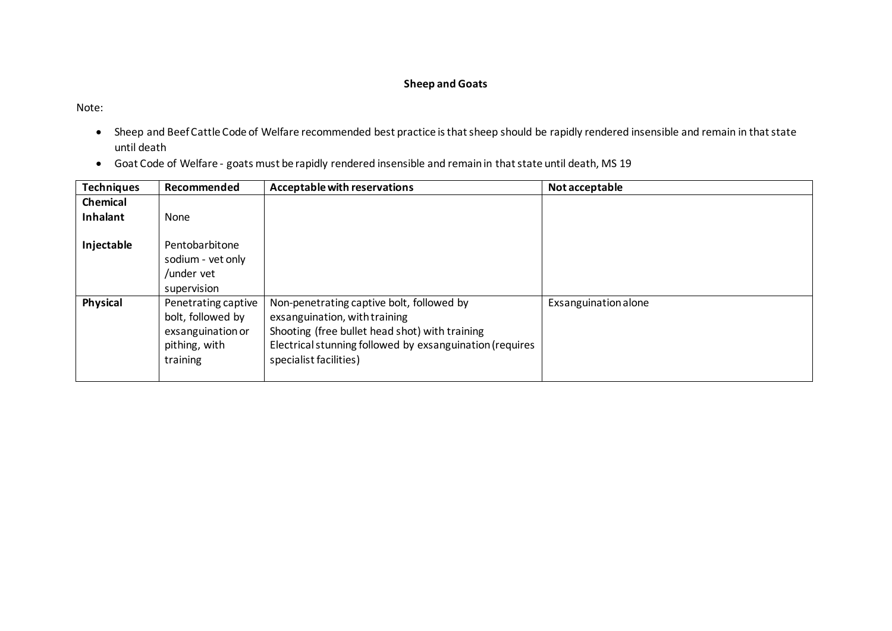**Sheep and Goats**

Note:

- Sheep and Beef Cattle Code of Welfare recommended best practice is that sheep should be rapidly rendered insensible and remain in that state until death
- Goat Code of Welfare - goats must be rapidly rendered insensible and remain in that state until death, MS 19

| Techniques | Recommended | Acceptable with reservations | Not acceptable |
|---|---|---|---|
| **Chemical** | | | |
| **Inhalant** | None | | |
| **Injectable** | Pentobarbitone sodium - vet only /under vet supervision | | |
| **Physical** | Penetrating captive bolt, followed by exsanguination or pithing, with training | Non-penetrating captive bolt, followed by exsanguination, with training<br>Shooting (free bullet head shot) with training<br>Electrical stunning followed by exsanguination (requires specialist facilities) | Exsanguination alone |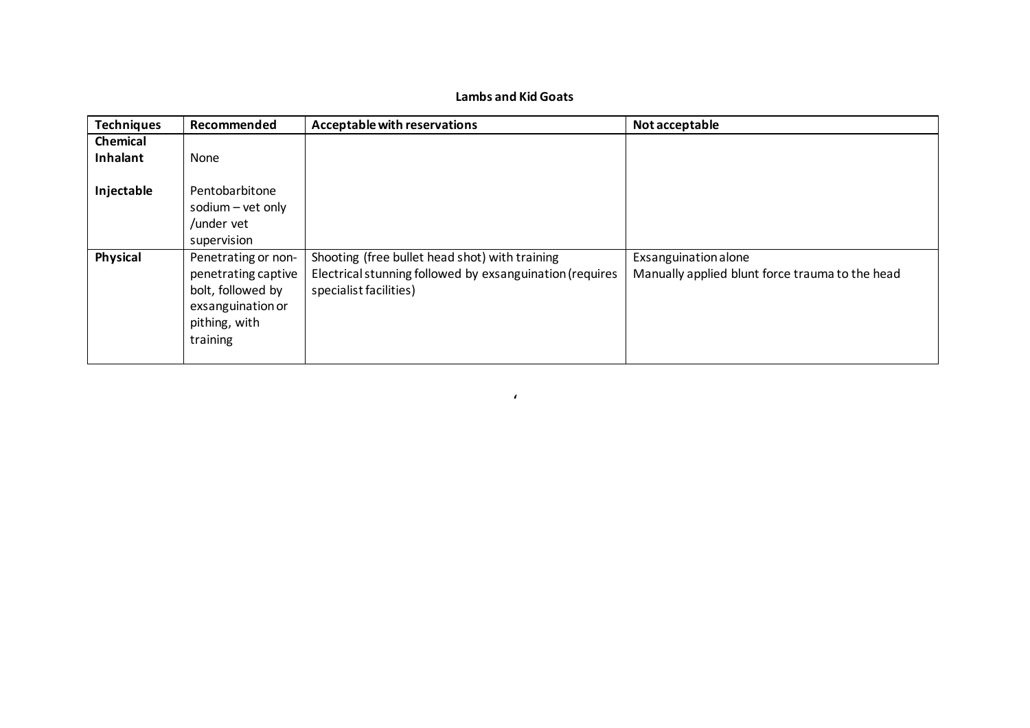**Lambs and Kid Goats**

| Techniques | Recommended | Acceptable with reservations | Not acceptable |
|---|---|---|---|
| **Chemical** | | | |
| **Inhalant** | None | | |
| **Injectable** | Pentobarbitone sodium – vet only /under vet supervision | | |
| **Physical** | Penetrating or non-penetrating captive bolt, followed by exsanguination or pithing, with training | Shooting (free bullet head shot) with training<br>Electrical stunning followed by exsanguination (requires specialist facilities) | Exsanguination alone<br>Manually applied blunt force trauma to the head |

‘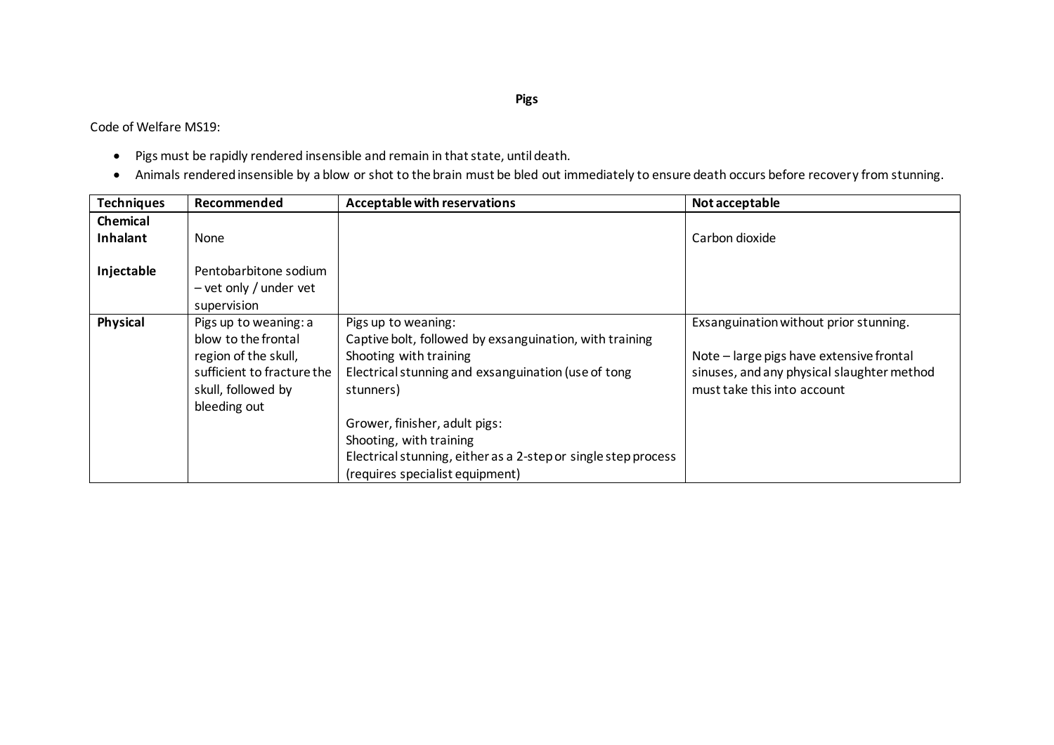**Pigs**

Code of Welfare MS19:

- Pigs must be rapidly rendered insensible and remain in that state, until death.
- Animals rendered insensible by a blow or shot to the brain must be bled out immediately to ensure death occurs before recovery from stunning.

| Techniques | Recommended | Acceptable with reservations | Not acceptable |
| --- | --- | --- | --- |
| **Chemical** | | | |
| **Inhalant** | None | | Carbon dioxide |
| **Injectable** | Pentobarbitone sodium – vet only / under vet supervision | | |
| **Physical** | Pigs up to weaning: a blow to the frontal region of the skull, sufficient to fracture the skull, followed by bleeding out | Pigs up to weaning:<br>Captive bolt, followed by exsanguination, with training<br>Shooting with training<br>Electrical stunning and exsanguination (use of tong stunners)<br><br>Grower, finisher, adult pigs:<br>Shooting, with training<br>Electrical stunning, either as a 2-step or single step process (requires specialist equipment) | Exsanguination without prior stunning.<br><br>Note – large pigs have extensive frontal sinuses, and any physical slaughter method must take this into account |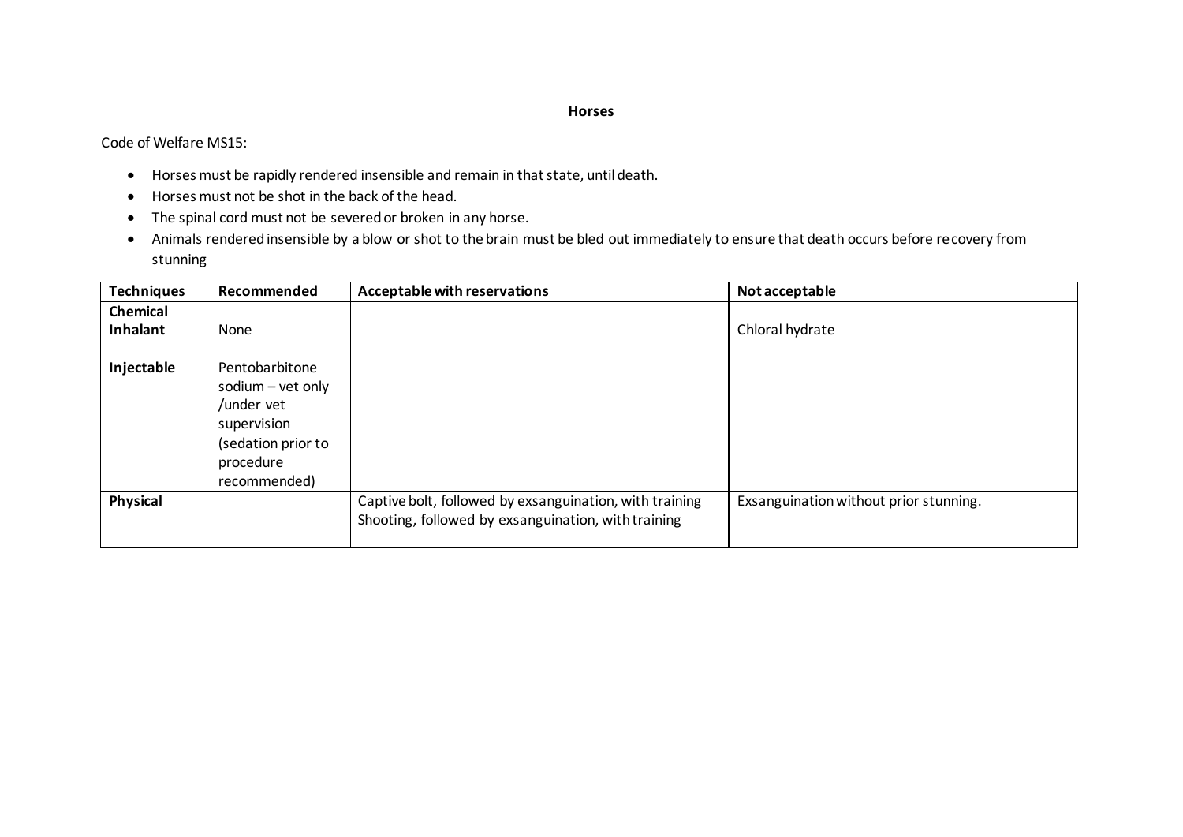### Horses

Code of Welfare MS15:

- Horses must be rapidly rendered insensible and remain in that state, until death.
- Horses must not be shot in the back of the head.
- The spinal cord must not be severed or broken in any horse.
- Animals rendered insensible by a blow or shot to the brain must be bled out immediately to ensure that death occurs before recovery from stunning

| Techniques | Recommended | Acceptable with reservations | Not acceptable |
|---|---|---|---|
| **Chemical** | | | |
| **Inhalant** | None | | Chloral hydrate |
| **Injectable** | Pentobarbitone sodium – vet only /under vet supervision (sedation prior to procedure recommended) | | |
| **Physical** | | Captive bolt, followed by exsanguination, with training<br>Shooting, followed by exsanguination, with training | Exsanguination without prior stunning. |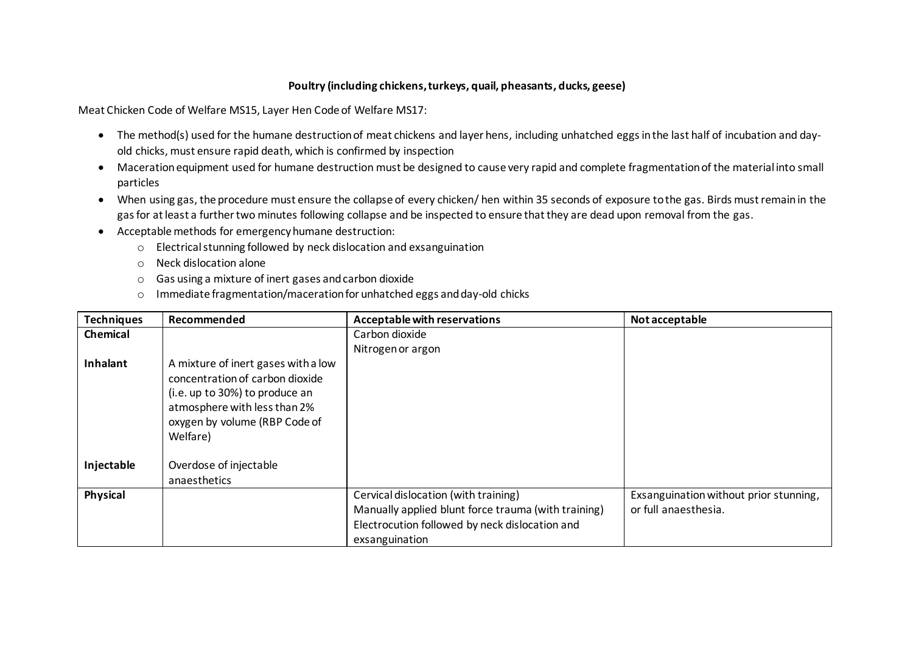**Poultry (including chickens, turkeys, quail, pheasants, ducks, geese)**

Meat Chicken Code of Welfare MS15, Layer Hen Code of Welfare MS17:

- The method(s) used for the humane destruction of meat chickens and layer hens, including unhatched eggs in the last half of incubation and day-old chicks, must ensure rapid death, which is confirmed by inspection
- Maceration equipment used for humane destruction must be designed to cause very rapid and complete fragmentation of the material into small particles
- When using gas, the procedure must ensure the collapse of every chicken/ hen within 35 seconds of exposure to the gas. Birds must remain in the gas for at least a further two minutes following collapse and be inspected to ensure that they are dead upon removal from the gas.
- Acceptable methods for emergency humane destruction:
  - Electrical stunning followed by neck dislocation and exsanguination
  - Neck dislocation alone
  - Gas using a mixture of inert gases and carbon dioxide
  - Immediate fragmentation/maceration for unhatched eggs and day-old chicks

| Techniques | Recommended | Acceptable with reservations | Not acceptable |
|---|---|---|---|
| **Chemical** | | Carbon dioxide<br>Nitrogen or argon | |
| **Inhalant** | A mixture of inert gases with a low concentration of carbon dioxide (i.e. up to 30%) to produce an atmosphere with less than 2% oxygen by volume (RBP Code of Welfare) | | |
| **Injectable** | Overdose of injectable anaesthetics | | |
| **Physical** | | Cervical dislocation (with training)<br>Manually applied blunt force trauma (with training)<br>Electrocution followed by neck dislocation and exsanguination | Exsanguination without prior stunning, or full anaesthesia. |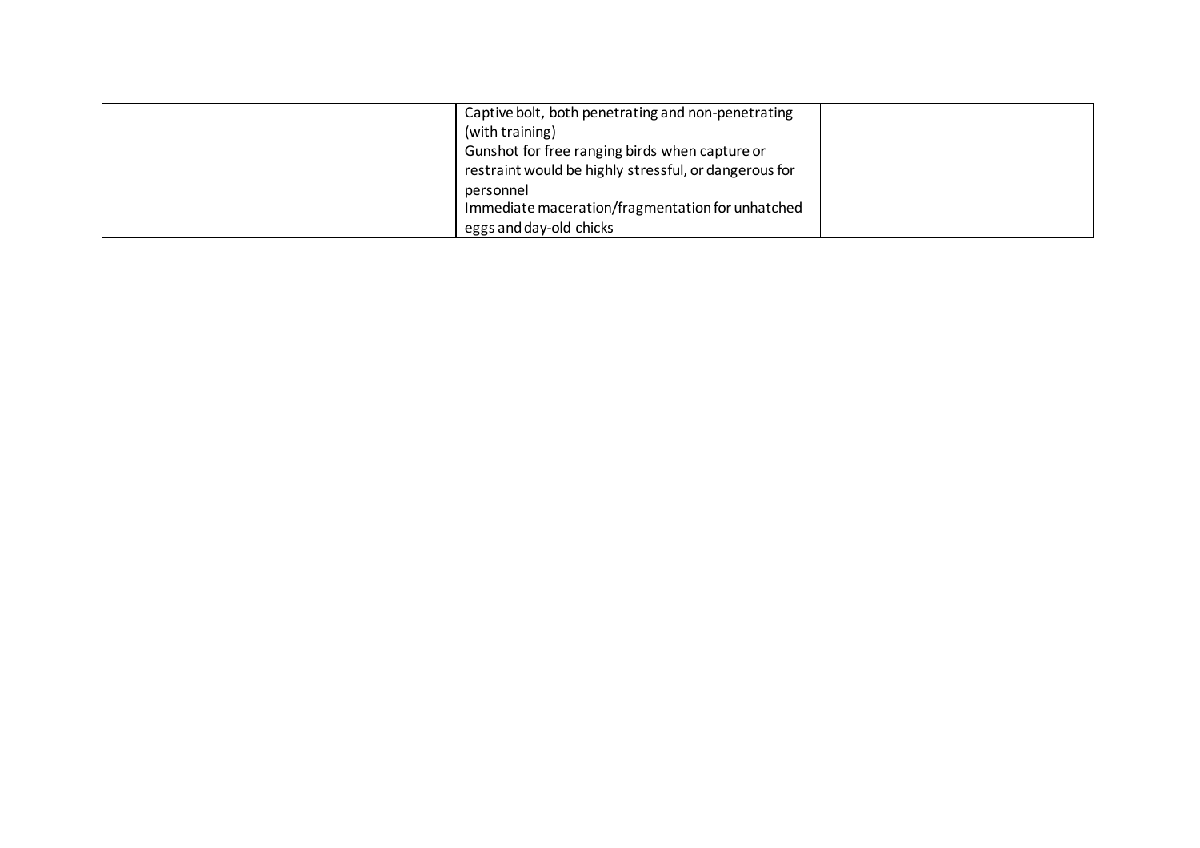| | | | |
|---|---|---|---|
| | | Captive bolt, both penetrating and non-penetrating (with training)<br>Gunshot for free ranging birds when capture or restraint would be highly stressful, or dangerous for personnel<br>Immediate maceration/fragmentation for unhatched eggs and day-old chicks | |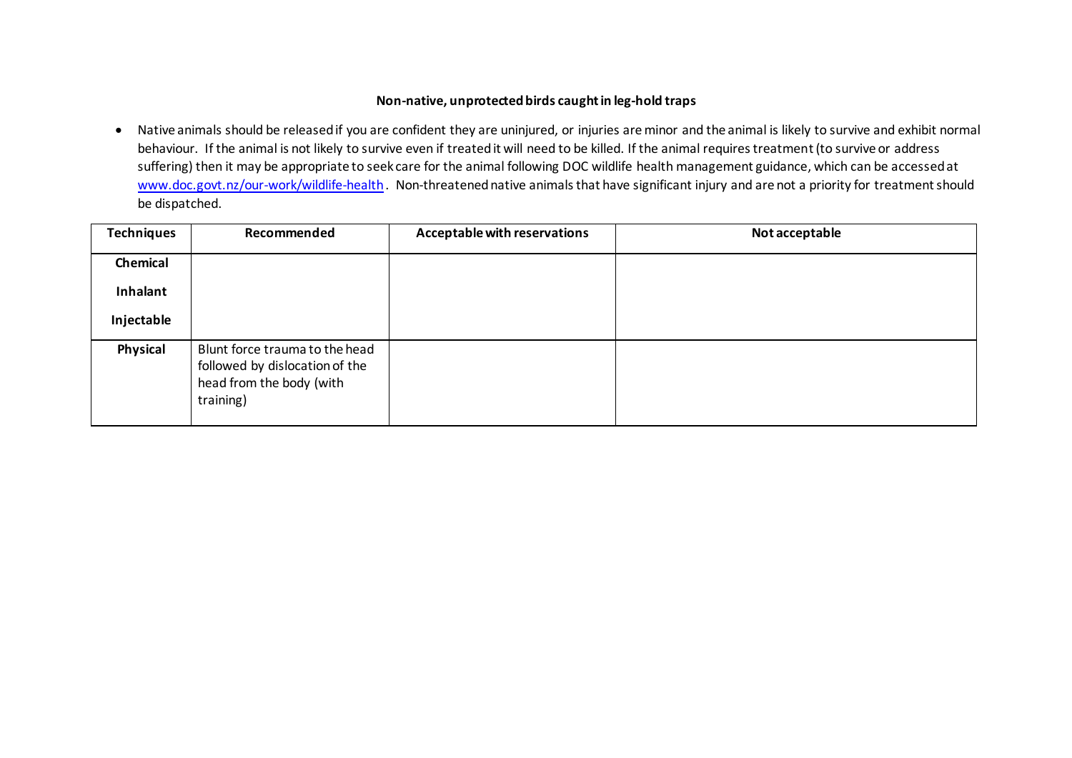**Non-native, unprotected birds caught in leg-hold traps**

- Native animals should be released if you are confident they are uninjured, or injuries are minor and the animal is likely to survive and exhibit normal behaviour. If the animal is not likely to survive even if treated it will need to be killed. If the animal requires treatment (to survive or address suffering) then it may be appropriate to seek care for the animal following DOC wildlife health management guidance, which can be accessed at [www.doc.govt.nz/our-work/wildlife-health](http://www.doc.govt.nz/our-work/wildlife-health). Non-threatened native animals that have significant injury and are not a priority for treatment should be dispatched.

| Techniques | Recommended | Acceptable with reservations | Not acceptable |
|---|---|---|---|
| **Chemical**<br>**Inhalant**<br>**Injectable** | | | |
| **Physical** | Blunt force trauma to the head followed by dislocation of the head from the body (with training) | | |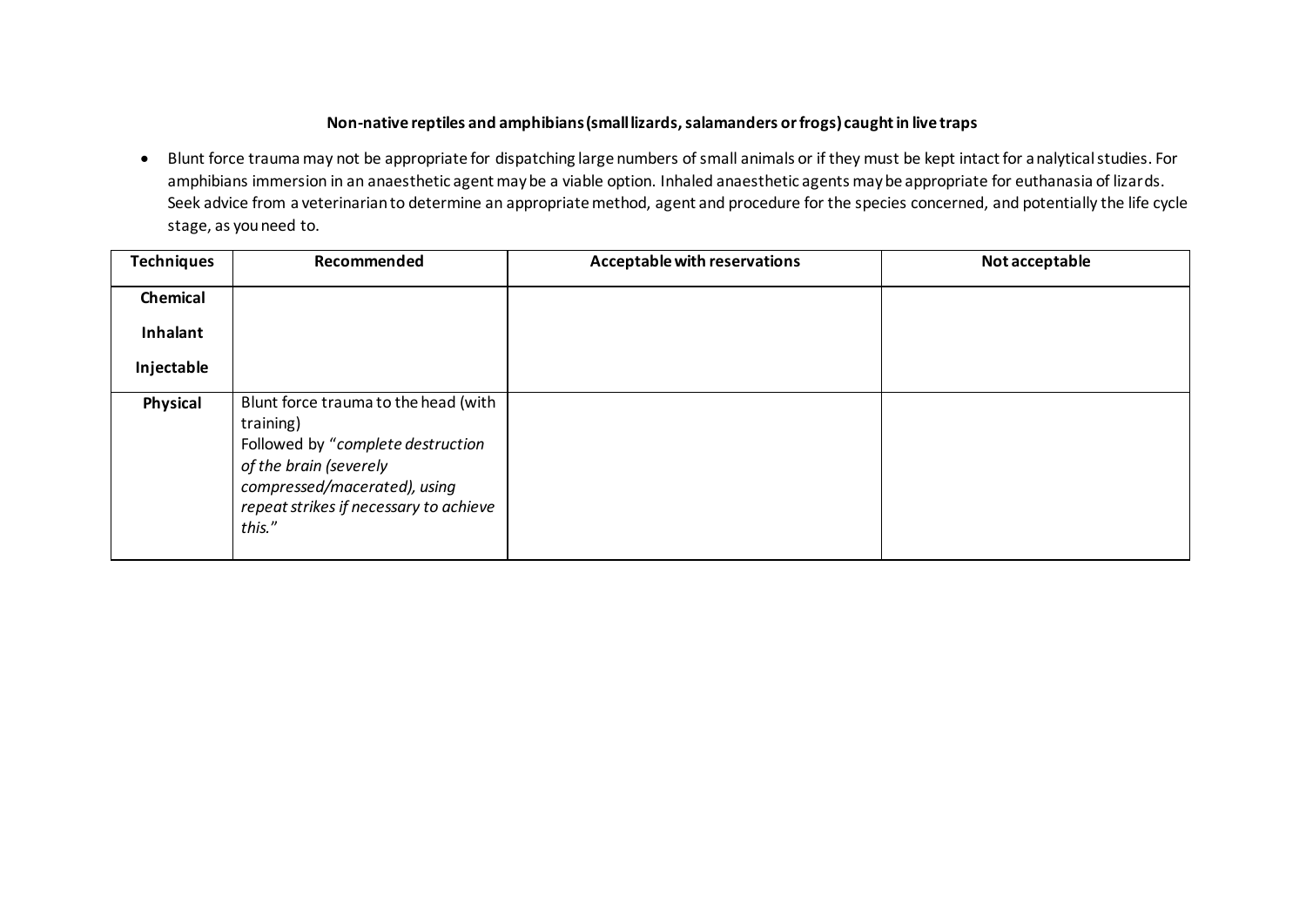**Non-native reptiles and amphibians (small lizards, salamanders or frogs) caught in live traps**

- Blunt force trauma may not be appropriate for dispatching large numbers of small animals or if they must be kept intact for analytical studies. For amphibians immersion in an anaesthetic agent may be a viable option. Inhaled anaesthetic agents may be appropriate for euthanasia of lizards. Seek advice from a veterinarian to determine an appropriate method, agent and procedure for the species concerned, and potentially the life cycle stage, as you need to.

| Techniques | Recommended | Acceptable with reservations | Not acceptable |
|---|---|---|---|
| **Chemical**<br>**Inhalant**<br>**Injectable** | | | |
| **Physical** | Blunt force trauma to the head (with training)<br>Followed by "*complete destruction of the brain (severely compressed/macerated), using repeat strikes if necessary to achieve this.*" | | |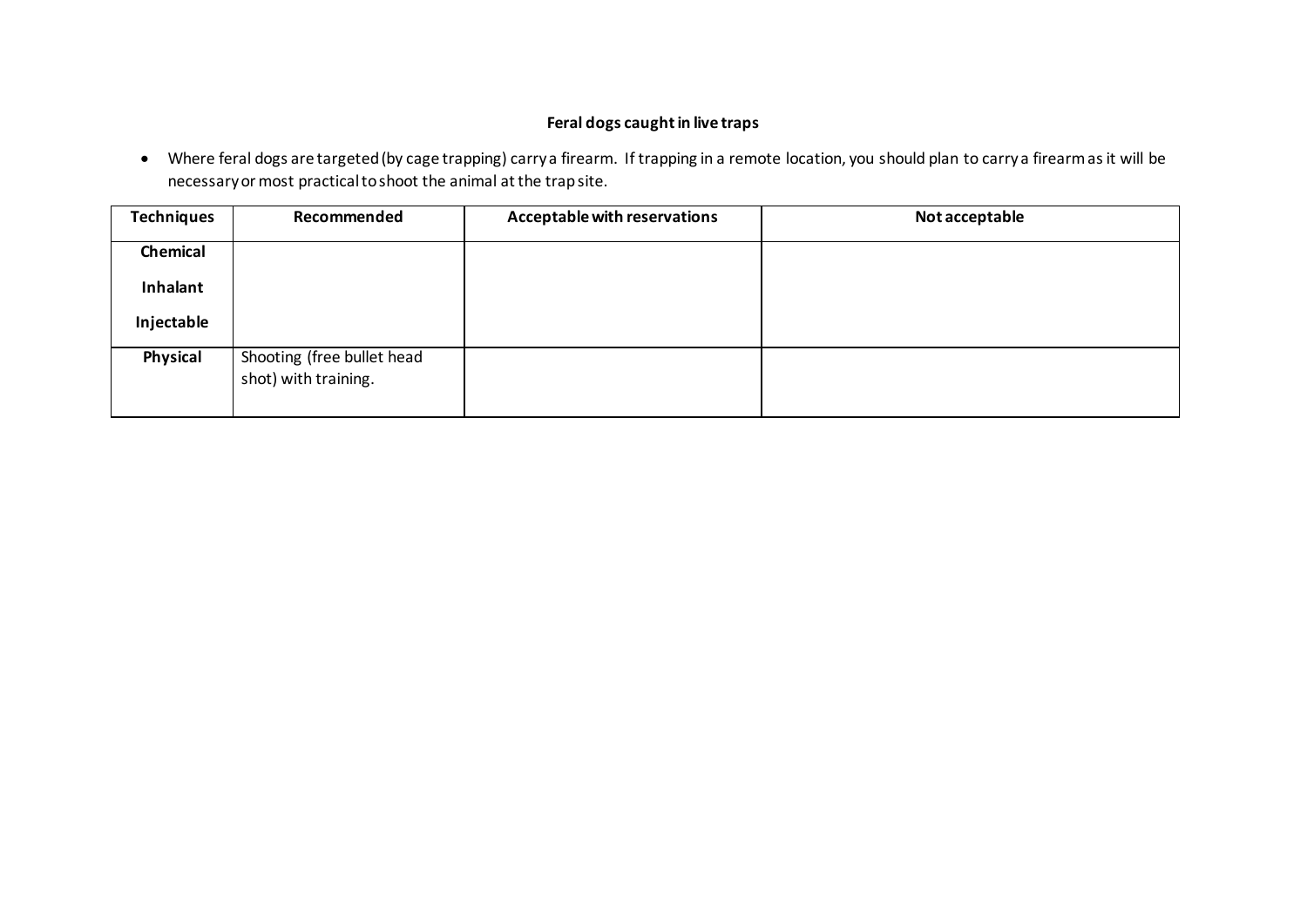**Feral dogs caught in live traps**

- Where feral dogs are targeted (by cage trapping) carry a firearm. If trapping in a remote location, you should plan to carry a firearm as it will be necessary or most practical to shoot the animal at the trap site.

| Techniques | Recommended | Acceptable with reservations | Not acceptable |
|---|---|---|---|
| **Chemical**<br>**Inhalant**<br>**Injectable** | | | |
| **Physical** | Shooting (free bullet head shot) with training. | | |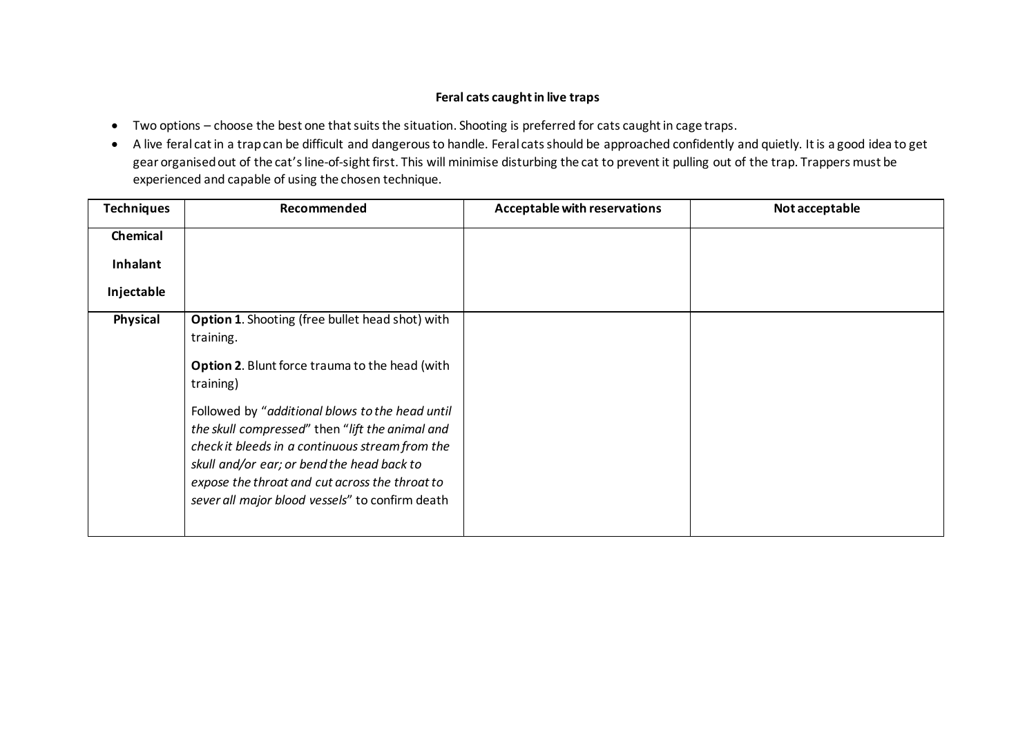**Feral cats caught in live traps**

- Two options – choose the best one that suits the situation. Shooting is preferred for cats caught in cage traps.
- A live feral cat in a trap can be difficult and dangerous to handle. Feral cats should be approached confidently and quietly. It is a good idea to get gear organised out of the cat's line-of-sight first. This will minimise disturbing the cat to prevent it pulling out of the trap. Trappers must be experienced and capable of using the chosen technique.

| Techniques | Recommended | Acceptable with reservations | Not acceptable |
|---|---|---|---|
| **Chemical**<br>**Inhalant**<br>**Injectable** | | | |
| **Physical** | **Option 1**. Shooting (free bullet head shot) with training.<br><br>**Option 2**. Blunt force trauma to the head (with training)<br><br>Followed by "*additional blows to the head until the skull compressed*" then "*lift the animal and check it bleeds in a continuous stream from the skull and/or ear; or bend the head back to expose the throat and cut across the throat to sever all major blood vessels*" to confirm death | | |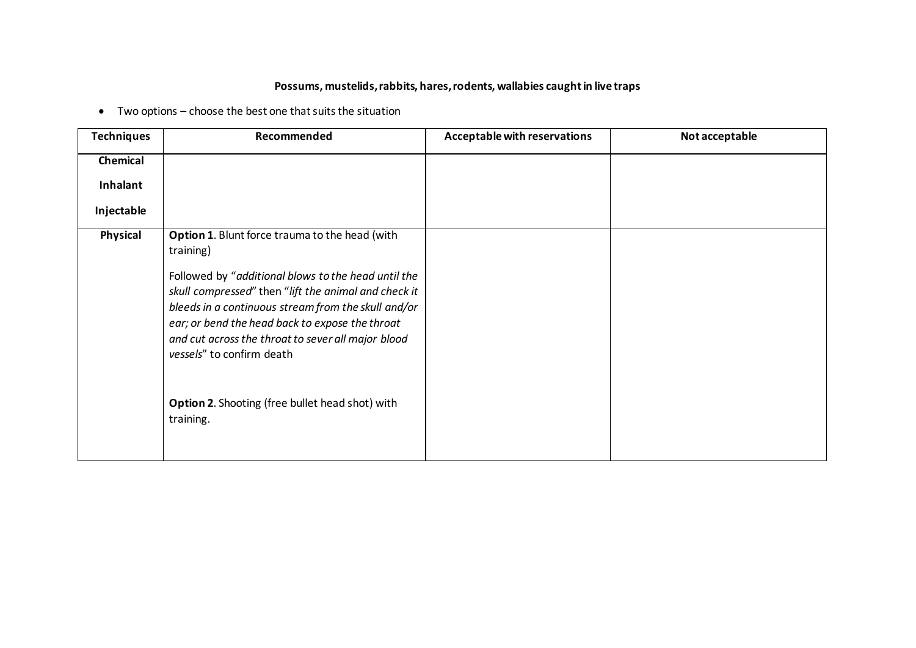**Possums, mustelids, rabbits, hares, rodents, wallabies caught in live traps**

- Two options – choose the best one that suits the situation

| Techniques | Recommended | Acceptable with reservations | Not acceptable |
|---|---|---|---|
| **Chemical**<br><br>**Inhalant**<br><br>**Injectable** | | | |
| **Physical** | **Option 1**. Blunt force trauma to the head (with training)<br><br>Followed by "*additional blows to the head until the skull compressed*" then "*lift the animal and check it bleeds in a continuous stream from the skull and/or ear; or bend the head back to expose the throat and cut across the throat to sever all major blood vessels*" to confirm death<br><br>**Option 2**. Shooting (free bullet head shot) with training. | | |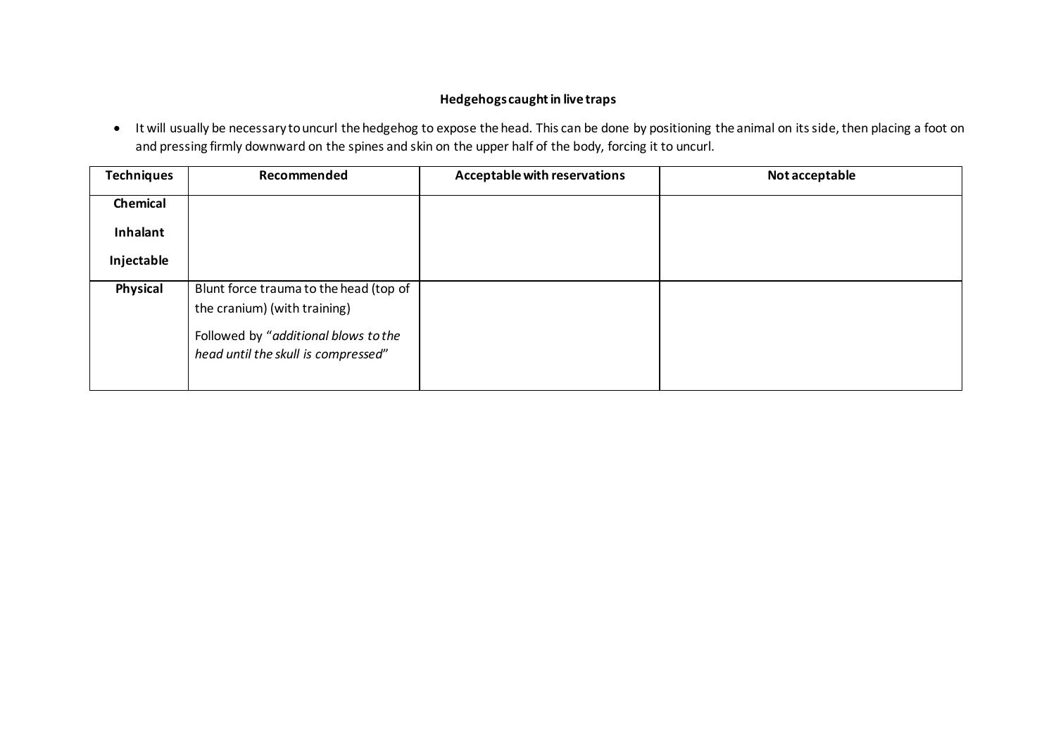**Hedgehogs caught in live traps**

- It will usually be necessary to uncurl the hedgehog to expose the head. This can be done by positioning the animal on its side, then placing a foot on and pressing firmly downward on the spines and skin on the upper half of the body, forcing it to uncurl.

| Techniques | Recommended | Acceptable with reservations | Not acceptable |
| --- | --- | --- | --- |
| **Chemical**<br>**Inhalant**<br>**Injectable** | | | |
| **Physical** | Blunt force trauma to the head (top of the cranium) (with training)<br>Followed by "*additional blows to the head until the skull is compressed*" | | |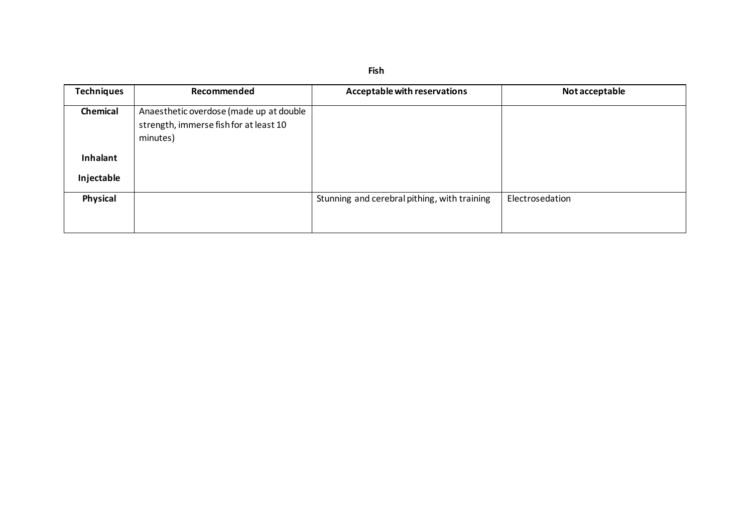# Fish

| Techniques | Recommended | Acceptable with reservations | Not acceptable |
|---|---|---|---|
| **Chemical** | Anaesthetic overdose (made up at double strength, immerse fish for at least 10 minutes) | | |
| **Inhalant** | | | |
| **Injectable** | | | |
| **Physical** | | Stunning and cerebral pithing, with training | Electrosedation |